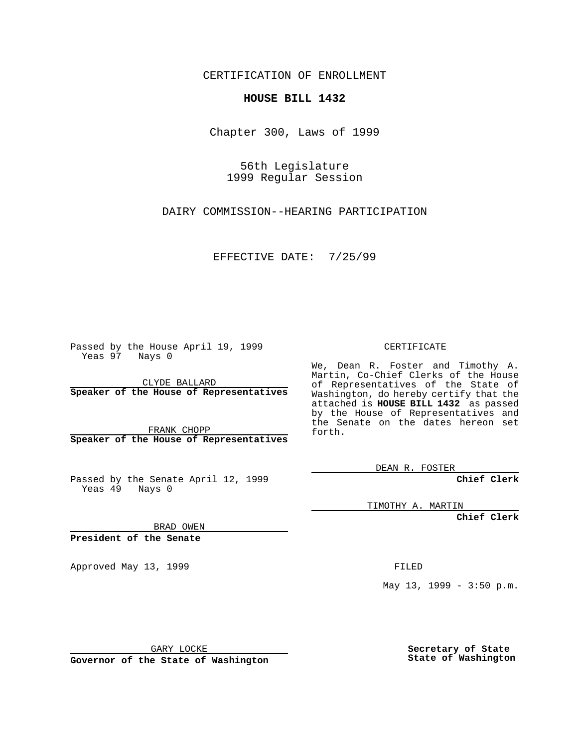CERTIFICATION OF ENROLLMENT

**HOUSE BILL 1432**

Chapter 300, Laws of 1999

56th Legislature
1999 Regular Session

DAIRY COMMISSION--HEARING PARTICIPATION

EFFECTIVE DATE: 7/25/99

Passed by the House April 19, 1999
Yeas 97 Nays 0

CLYDE BALLARD
**Speaker of the House of Representatives**

FRANK CHOPP
**Speaker of the House of Representatives**

Passed by the Senate April 12, 1999
Yeas 49 Nays 0

BRAD OWEN
**President of the Senate**

Approved May 13, 1999

GARY LOCKE
**Governor of the State of Washington**

CERTIFICATE

We, Dean R. Foster and Timothy A. Martin, Co-Chief Clerks of the House of Representatives of the State of Washington, do hereby certify that the attached is **HOUSE BILL 1432** as passed by the House of Representatives and the Senate on the dates hereon set forth.

DEAN R. FOSTER
**Chief Clerk**

TIMOTHY A. MARTIN
**Chief Clerk**

FILED

May 13, 1999 - 3:50 p.m.

**Secretary of State**
**State of Washington**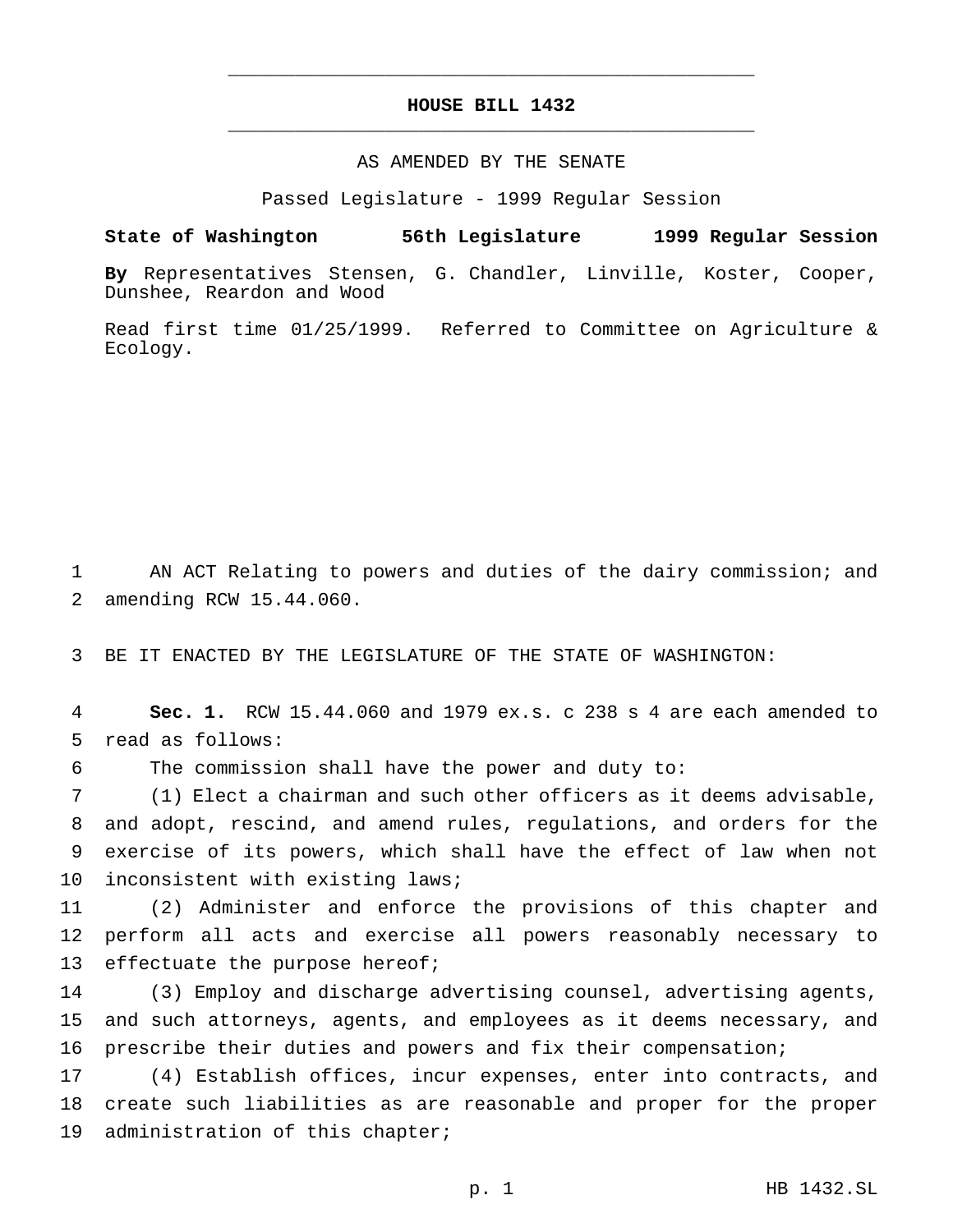# HOUSE BILL 1432

AS AMENDED BY THE SENATE

Passed Legislature - 1999 Regular Session

**State of Washington 56th Legislature 1999 Regular Session**

**By** Representatives Stensen, G. Chandler, Linville, Koster, Cooper, Dunshee, Reardon and Wood

Read first time 01/25/1999. Referred to Committee on Agriculture & Ecology.

AN ACT Relating to powers and duties of the dairy commission; and amending RCW 15.44.060.

BE IT ENACTED BY THE LEGISLATURE OF THE STATE OF WASHINGTON:

**Sec. 1.** RCW 15.44.060 and 1979 ex.s. c 238 s 4 are each amended to read as follows:

The commission shall have the power and duty to:

(1) Elect a chairman and such other officers as it deems advisable, and adopt, rescind, and amend rules, regulations, and orders for the exercise of its powers, which shall have the effect of law when not inconsistent with existing laws;

(2) Administer and enforce the provisions of this chapter and perform all acts and exercise all powers reasonably necessary to effectuate the purpose hereof;

(3) Employ and discharge advertising counsel, advertising agents, and such attorneys, agents, and employees as it deems necessary, and prescribe their duties and powers and fix their compensation;

(4) Establish offices, incur expenses, enter into contracts, and create such liabilities as are reasonable and proper for the proper administration of this chapter;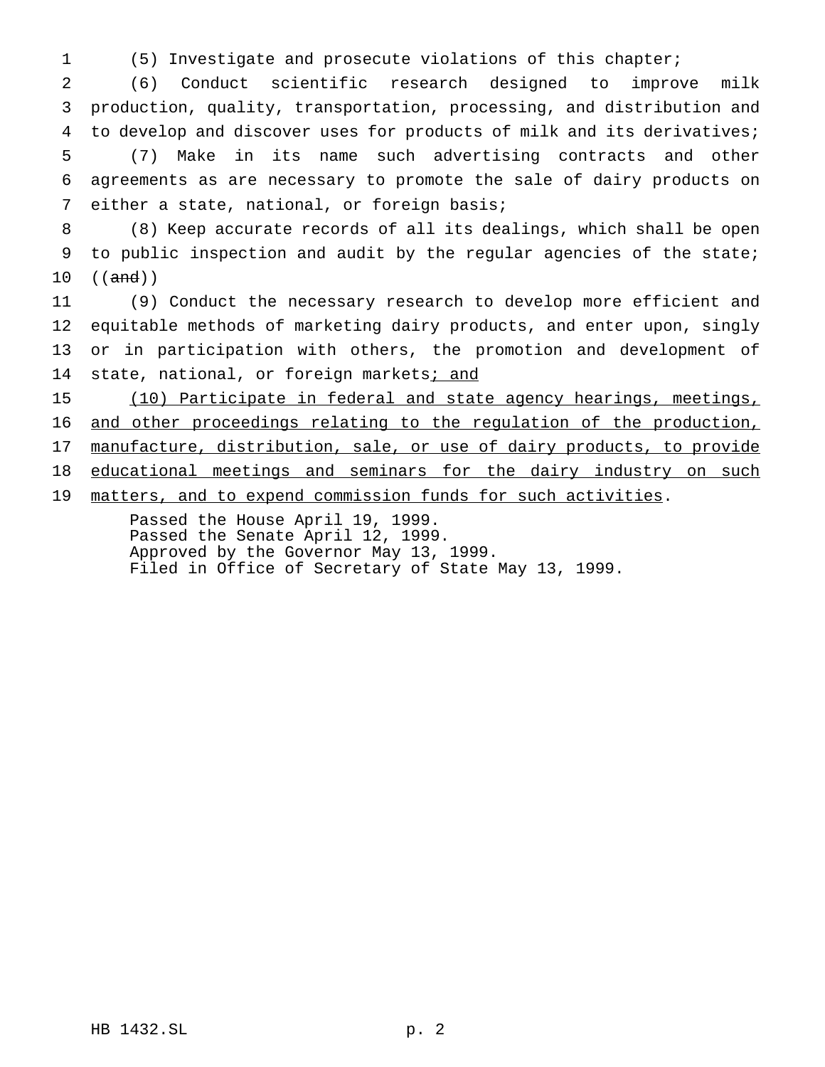(5) Investigate and prosecute violations of this chapter;

(6) Conduct scientific research designed to improve milk production, quality, transportation, processing, and distribution and to develop and discover uses for products of milk and its derivatives;

(7) Make in its name such advertising contracts and other agreements as are necessary to promote the sale of dairy products on either a state, national, or foreign basis;

(8) Keep accurate records of all its dealings, which shall be open to public inspection and audit by the regular agencies of the state; ((~~and~~))

(9) Conduct the necessary research to develop more efficient and equitable methods of marketing dairy products, and enter upon, singly or in participation with others, the promotion and development of state, national, or foreign markets<u>; and</u>

<u>(10) Participate in federal and state agency hearings, meetings, and other proceedings relating to the regulation of the production, manufacture, distribution, sale, or use of dairy products, to provide educational meetings and seminars for the dairy industry on such matters, and to expend commission funds for such activities</u>.

Passed the House April 19, 1999.
Passed the Senate April 12, 1999.
Approved by the Governor May 13, 1999.
Filed in Office of Secretary of State May 13, 1999.